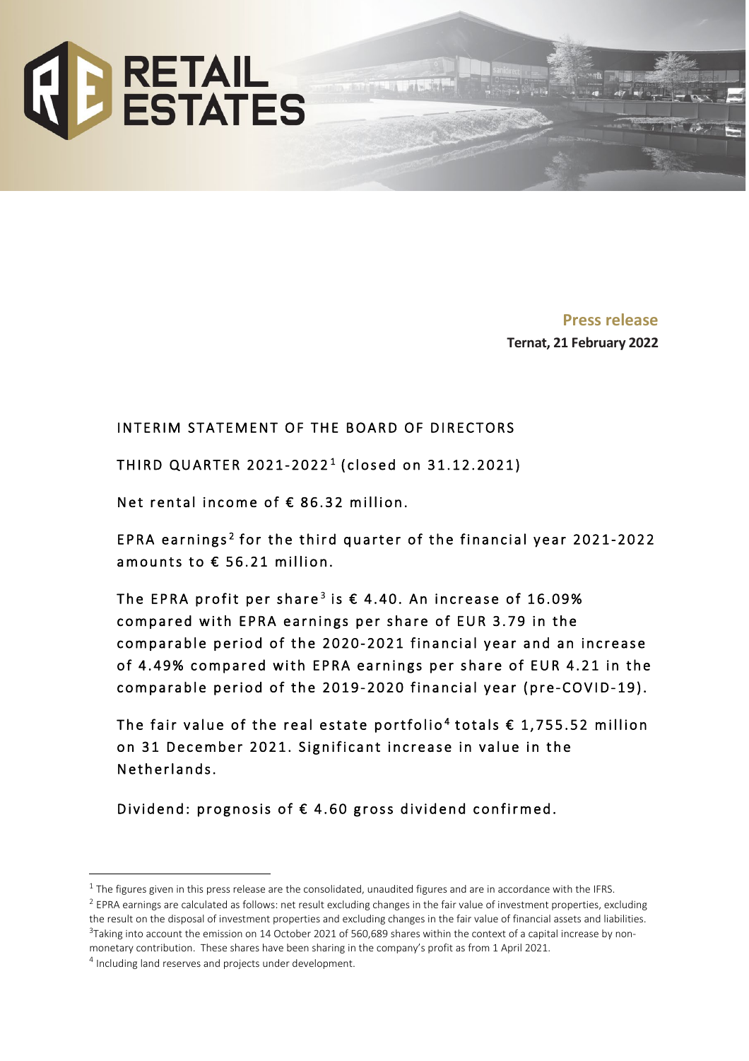**Press release**
**Ternat, 21 February 2022**

## INTERIM STATEMENT OF THE BOARD OF DIRECTORS

## THIRD QUARTER 2021-2022[1] (closed on 31.12.2021)

Net rental income of € 86.32 million.

EPRA earnings[2] for the third quarter of the financial year 2021-2022 amounts to € 56.21 million.

The EPRA profit per share[3] is € 4.40. An increase of 16.09% compared with EPRA earnings per share of EUR 3.79 in the comparable period of the 2020-2021 financial year and an increase of 4.49% compared with EPRA earnings per share of EUR 4.21 in the comparable period of the 2019-2020 financial year (pre-COVID-19).

The fair value of the real estate portfolio[4] totals € 1,755.52 million on 31 December 2021. Significant increase in value in the Netherlands.

Dividend: prognosis of € 4.60 gross dividend confirmed.

---

[1] The figures given in this press release are the consolidated, unaudited figures and are in accordance with the IFRS.

[2] EPRA earnings are calculated as follows: net result excluding changes in the fair value of investment properties, excluding the result on the disposal of investment properties and excluding changes in the fair value of financial assets and liabilities.

[3] Taking into account the emission on 14 October 2021 of 560,689 shares within the context of a capital increase by non-monetary contribution. These shares have been sharing in the company's profit as from 1 April 2021.

[4] Including land reserves and projects under development.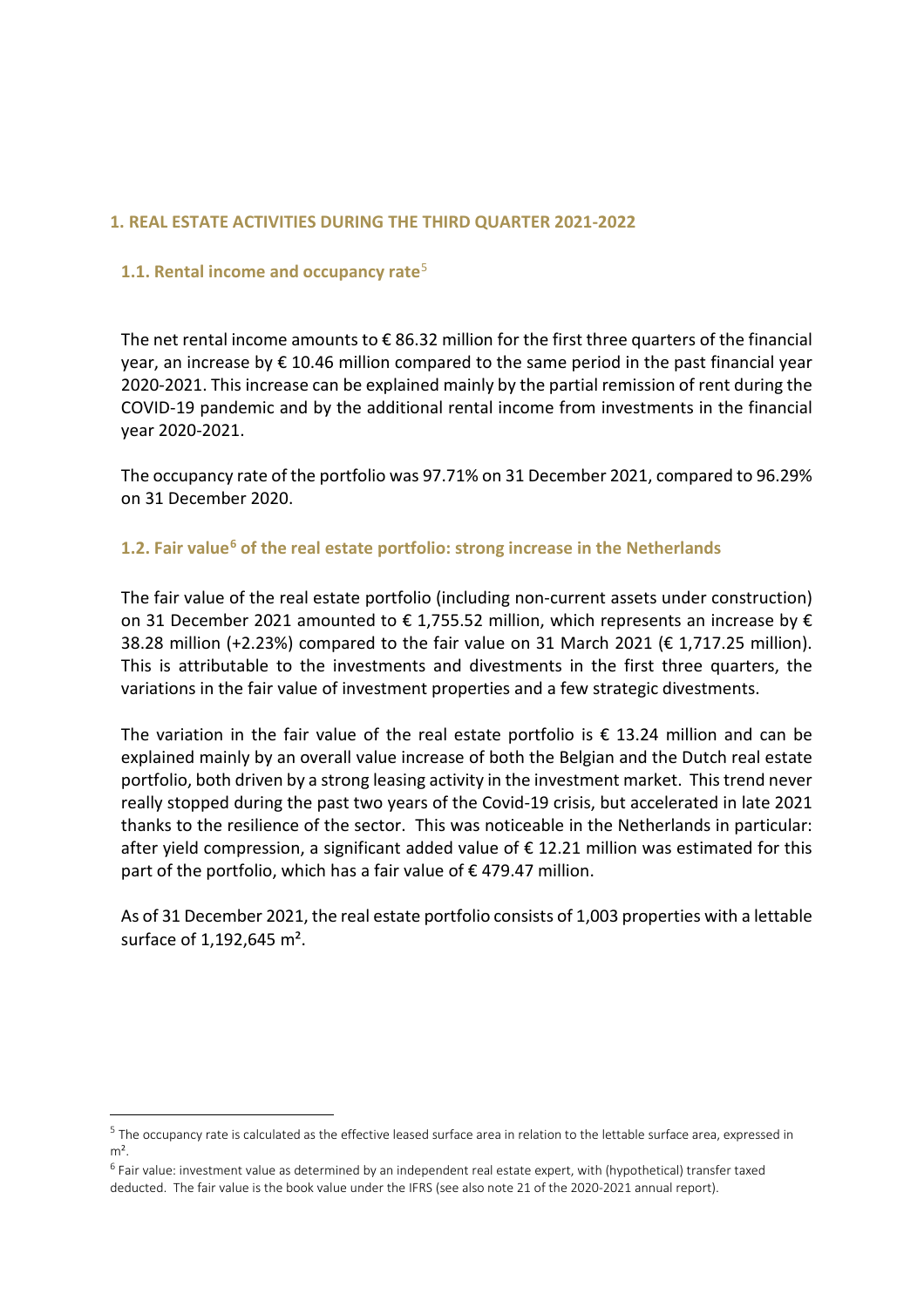## 1. REAL ESTATE ACTIVITIES DURING THE THIRD QUARTER 2021-2022

### 1.1. Rental income and occupancy rate[5]

The net rental income amounts to € 86.32 million for the first three quarters of the financial year, an increase by € 10.46 million compared to the same period in the past financial year 2020-2021. This increase can be explained mainly by the partial remission of rent during the COVID-19 pandemic and by the additional rental income from investments in the financial year 2020-2021.

The occupancy rate of the portfolio was 97.71% on 31 December 2021, compared to 96.29% on 31 December 2020.

### 1.2. Fair value[6] of the real estate portfolio: strong increase in the Netherlands

The fair value of the real estate portfolio (including non-current assets under construction) on 31 December 2021 amounted to € 1,755.52 million, which represents an increase by € 38.28 million (+2.23%) compared to the fair value on 31 March 2021 (€ 1,717.25 million). This is attributable to the investments and divestments in the first three quarters, the variations in the fair value of investment properties and a few strategic divestments.

The variation in the fair value of the real estate portfolio is € 13.24 million and can be explained mainly by an overall value increase of both the Belgian and the Dutch real estate portfolio, both driven by a strong leasing activity in the investment market. This trend never really stopped during the past two years of the Covid-19 crisis, but accelerated in late 2021 thanks to the resilience of the sector. This was noticeable in the Netherlands in particular: after yield compression, a significant added value of € 12.21 million was estimated for this part of the portfolio, which has a fair value of € 479.47 million.

As of 31 December 2021, the real estate portfolio consists of 1,003 properties with a lettable surface of 1,192,645 m².

---

[5] The occupancy rate is calculated as the effective leased surface area in relation to the lettable surface area, expressed in m².

[6] Fair value: investment value as determined by an independent real estate expert, with (hypothetical) transfer taxed deducted. The fair value is the book value under the IFRS (see also note 21 of the 2020-2021 annual report).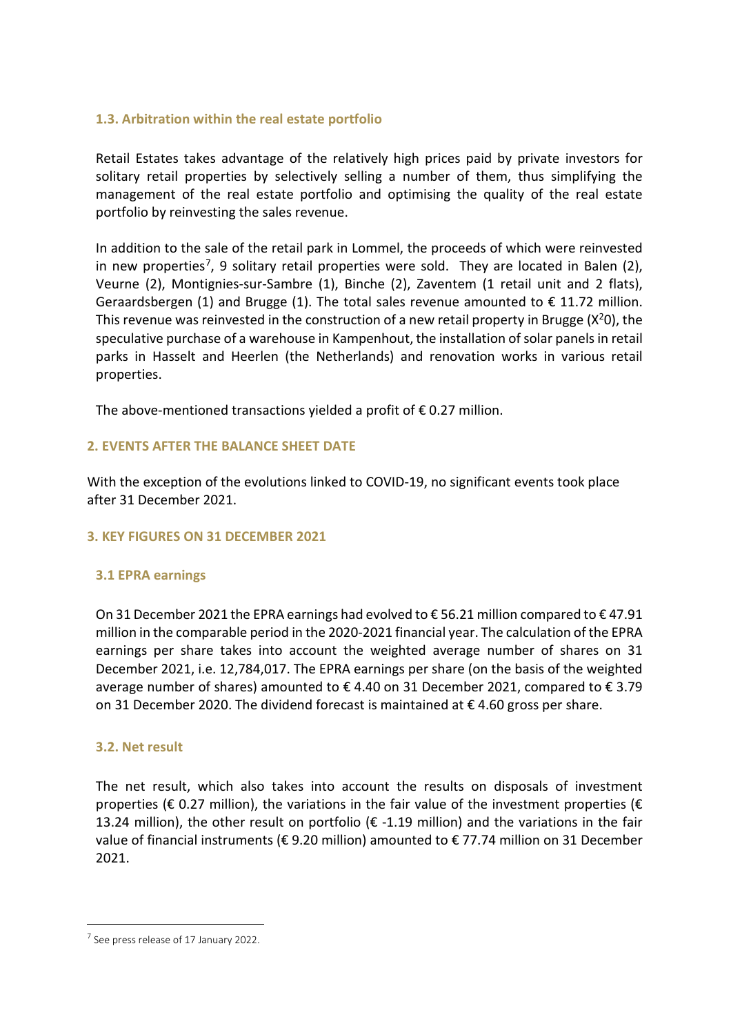### 1.3. Arbitration within the real estate portfolio

Retail Estates takes advantage of the relatively high prices paid by private investors for solitary retail properties by selectively selling a number of them, thus simplifying the management of the real estate portfolio and optimising the quality of the real estate portfolio by reinvesting the sales revenue.

In addition to the sale of the retail park in Lommel, the proceeds of which were reinvested in new properties[7], 9 solitary retail properties were sold. They are located in Balen (2), Veurne (2), Montignies-sur-Sambre (1), Binche (2), Zaventem (1 retail unit and 2 flats), Geraardsbergen (1) and Brugge (1). The total sales revenue amounted to € 11.72 million. This revenue was reinvested in the construction of a new retail property in Brugge ($X^2$0), the speculative purchase of a warehouse in Kampenhout, the installation of solar panels in retail parks in Hasselt and Heerlen (the Netherlands) and renovation works in various retail properties.

The above-mentioned transactions yielded a profit of € 0.27 million.

## 2. EVENTS AFTER THE BALANCE SHEET DATE

With the exception of the evolutions linked to COVID-19, no significant events took place after 31 December 2021.

## 3. KEY FIGURES ON 31 DECEMBER 2021

### 3.1 EPRA earnings

On 31 December 2021 the EPRA earnings had evolved to € 56.21 million compared to € 47.91 million in the comparable period in the 2020-2021 financial year. The calculation of the EPRA earnings per share takes into account the weighted average number of shares on 31 December 2021, i.e. 12,784,017. The EPRA earnings per share (on the basis of the weighted average number of shares) amounted to € 4.40 on 31 December 2021, compared to € 3.79 on 31 December 2020. The dividend forecast is maintained at € 4.60 gross per share.

### 3.2. Net result

The net result, which also takes into account the results on disposals of investment properties (€ 0.27 million), the variations in the fair value of the investment properties (€ 13.24 million), the other result on portfolio (€ -1.19 million) and the variations in the fair value of financial instruments (€ 9.20 million) amounted to € 77.74 million on 31 December 2021.

[7] See press release of 17 January 2022.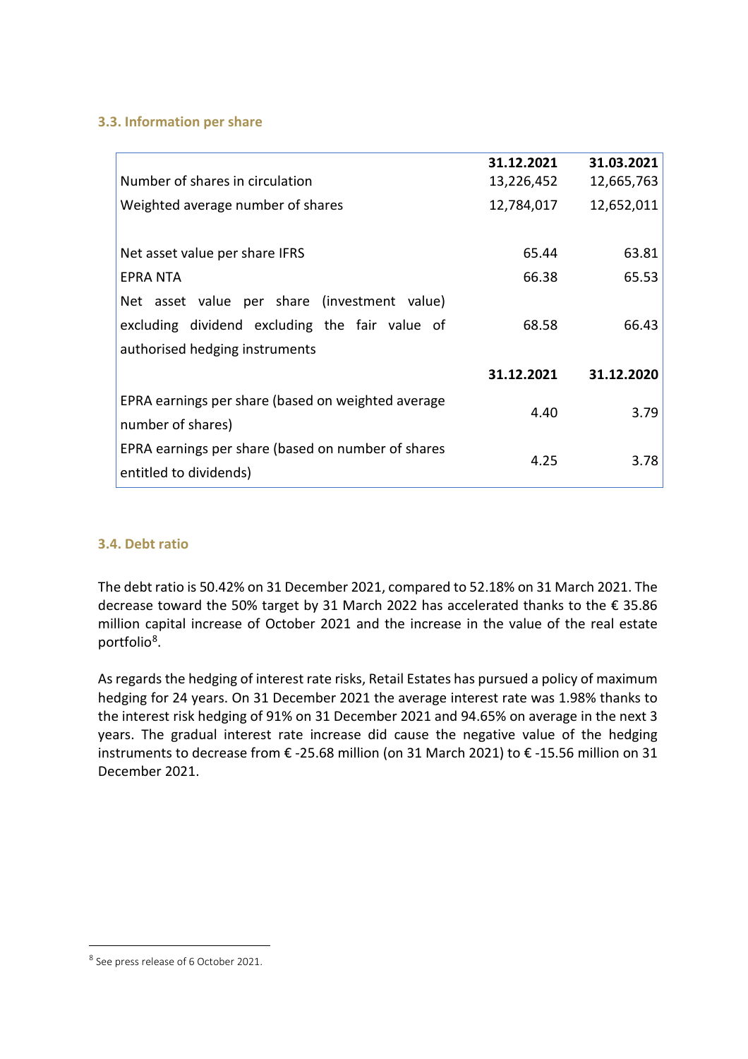### 3.3. Information per share

| | 31.12.2021 | 31.03.2021 |
|---|---|---|
| Number of shares in circulation | 13,226,452 | 12,665,763 |
| Weighted average number of shares | 12,784,017 | 12,652,011 |
| | | |
| Net asset value per share IFRS | 65.44 | 63.81 |
| EPRA NTA | 66.38 | 65.53 |
| Net asset value per share (investment value) excluding dividend excluding the fair value of authorised hedging instruments | 68.58 | 66.43 |
| | **31.12.2021** | **31.12.2020** |
| EPRA earnings per share (based on weighted average number of shares) | 4.40 | 3.79 |
| EPRA earnings per share (based on number of shares entitled to dividends) | 4.25 | 3.78 |

### 3.4. Debt ratio

The debt ratio is 50.42% on 31 December 2021, compared to 52.18% on 31 March 2021. The decrease toward the 50% target by 31 March 2022 has accelerated thanks to the € 35.86 million capital increase of October 2021 and the increase in the value of the real estate portfolio[8].

As regards the hedging of interest rate risks, Retail Estates has pursued a policy of maximum hedging for 24 years. On 31 December 2021 the average interest rate was 1.98% thanks to the interest risk hedging of 91% on 31 December 2021 and 94.65% on average in the next 3 years. The gradual interest rate increase did cause the negative value of the hedging instruments to decrease from € -25.68 million (on 31 March 2021) to € -15.56 million on 31 December 2021.

[8] See press release of 6 October 2021.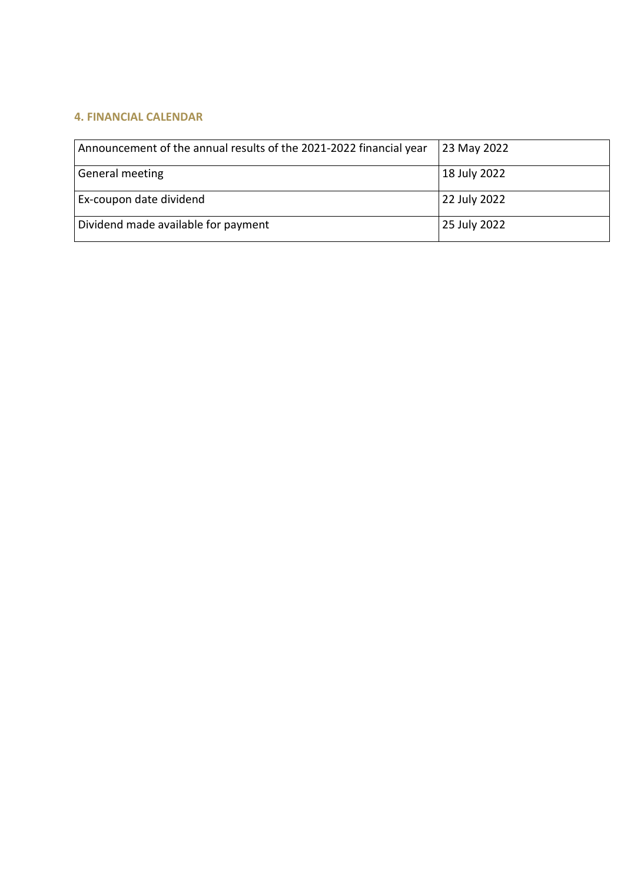## 4. FINANCIAL CALENDAR

| | |
|---|---|
| Announcement of the annual results of the 2021-2022 financial year | 23 May 2022 |
| General meeting | 18 July 2022 |
| Ex-coupon date dividend | 22 July 2022 |
| Dividend made available for payment | 25 July 2022 |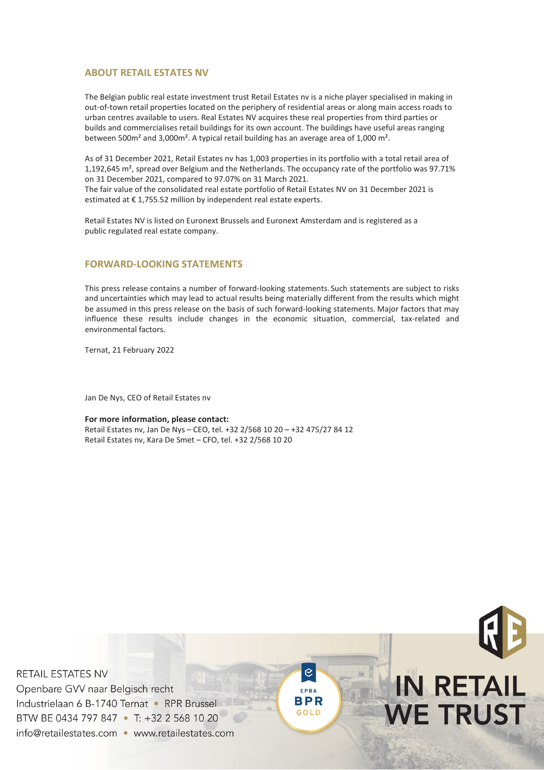## ABOUT RETAIL ESTATES NV

The Belgian public real estate investment trust Retail Estates nv is a niche player specialised in making in out-of-town retail properties located on the periphery of residential areas or along main access roads to urban centres available to users. Real Estates NV acquires these real properties from third parties or builds and commercialises retail buildings for its own account. The buildings have useful areas ranging between 500m² and 3,000m². A typical retail building has an average area of 1,000 m².

As of 31 December 2021, Retail Estates nv has 1,003 properties in its portfolio with a total retail area of 1,192,645 m², spread over Belgium and the Netherlands. The occupancy rate of the portfolio was 97.71% on 31 December 2021, compared to 97.07% on 31 March 2021.
The fair value of the consolidated real estate portfolio of Retail Estates NV on 31 December 2021 is estimated at € 1,755.52 million by independent real estate experts.

Retail Estates NV is listed on Euronext Brussels and Euronext Amsterdam and is registered as a public regulated real estate company.

## FORWARD-LOOKING STATEMENTS

This press release contains a number of forward-looking statements. Such statements are subject to risks and uncertainties which may lead to actual results being materially different from the results which might be assumed in this press release on the basis of such forward-looking statements. Major factors that may influence these results include changes in the economic situation, commercial, tax-related and environmental factors.

Ternat, 21 February 2022

Jan De Nys, CEO of Retail Estates nv

**For more information, please contact:**
Retail Estates nv, Jan De Nys – CEO, tel. +32 2/568 10 20 – +32 475/27 84 12
Retail Estates nv, Kara De Smet – CFO, tel. +32 2/568 10 20

RETAIL ESTATES NV
Openbare GVV naar Belgisch recht
Industrielaan 6 B-1740 Ternat • RPR Brussel
BTW BE 0434 797 847 • T: +32 2 568 10 20
info@retailestates.com • www.retailestates.com

EPRA BPR GOLD

IN RETAIL WE TRUST